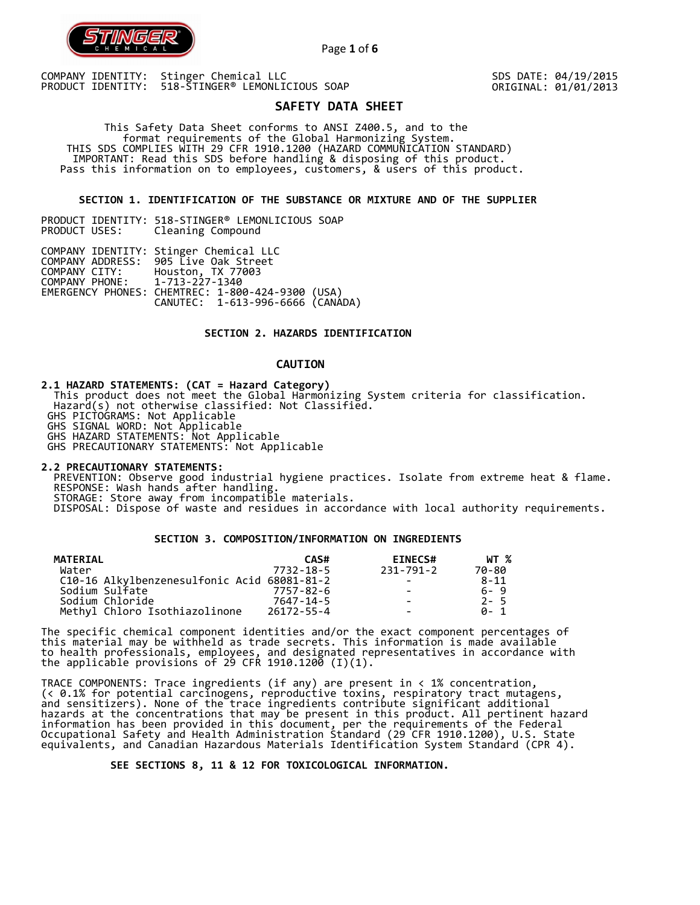COMPANY IDENTITY: Stinger Chemical LLC
PRODUCT IDENTITY: 518-STINGER® LEMONLICIOUS SOAP

SDS DATE: 04/19/2015
ORIGINAL: 01/01/2013

# SAFETY DATA SHEET

This Safety Data Sheet conforms to ANSI Z400.5, and to the format requirements of the Global Harmonizing System.
THIS SDS COMPLIES WITH 29 CFR 1910.1200 (HAZARD COMMUNICATION STANDARD)
IMPORTANT: Read this SDS before handling & disposing of this product.
Pass this information on to employees, customers, & users of this product.

## SECTION 1. IDENTIFICATION OF THE SUBSTANCE OR MIXTURE AND OF THE SUPPLIER

PRODUCT IDENTITY: 518-STINGER® LEMONLICIOUS SOAP
PRODUCT USES: Cleaning Compound

COMPANY IDENTITY: Stinger Chemical LLC
COMPANY ADDRESS: 905 Live Oak Street
COMPANY CITY: Houston, TX 77003
COMPANY PHONE: 1-713-227-1340
EMERGENCY PHONES: CHEMTREC: 1-800-424-9300 (USA)
CANUTEC: 1-613-996-6666 (CANADA)

## SECTION 2. HAZARDS IDENTIFICATION

**CAUTION**

**2.1 HAZARD STATEMENTS: (CAT = Hazard Category)**

This product does not meet the Global Harmonizing System criteria for classification.
Hazard(s) not otherwise classified: Not Classified.
GHS PICTOGRAMS: Not Applicable
GHS SIGNAL WORD: Not Applicable
GHS HAZARD STATEMENTS: Not Applicable
GHS PRECAUTIONARY STATEMENTS: Not Applicable

**2.2 PRECAUTIONARY STATEMENTS:**

PREVENTION: Observe good industrial hygiene practices. Isolate from extreme heat & flame.
RESPONSE: Wash hands after handling.
STORAGE: Store away from incompatible materials.
DISPOSAL: Dispose of waste and residues in accordance with local authority requirements.

## SECTION 3. COMPOSITION/INFORMATION ON INGREDIENTS

| MATERIAL | CAS# | EINECS# | WT % |
|---|---|---|---|
| Water | 7732-18-5 | 231-791-2 | 70-80 |
| C10-16 Alkylbenzenesulfonic Acid | 68081-81-2 | - | 8-11 |
| Sodium Sulfate | 7757-82-6 | - | 6- 9 |
| Sodium Chloride | 7647-14-5 | - | 2- 5 |
| Methyl Chloro Isothiazolinone | 26172-55-4 | - | 0- 1 |

The specific chemical component identities and/or the exact component percentages of this material may be withheld as trade secrets. This information is made available to health professionals, employees, and designated representatives in accordance with the applicable provisions of 29 CFR 1910.1200 (I)(1).

TRACE COMPONENTS: Trace ingredients (if any) are present in < 1% concentration, (< 0.1% for potential carcinogens, reproductive toxins, respiratory tract mutagens, and sensitizers). None of the trace ingredients contribute significant additional hazards at the concentrations that may be present in this product. All pertinent hazard information has been provided in this document, per the requirements of the Federal Occupational Safety and Health Administration Standard (29 CFR 1910.1200), U.S. State equivalents, and Canadian Hazardous Materials Identification System Standard (CPR 4).

**SEE SECTIONS 8, 11 & 12 FOR TOXICOLOGICAL INFORMATION.**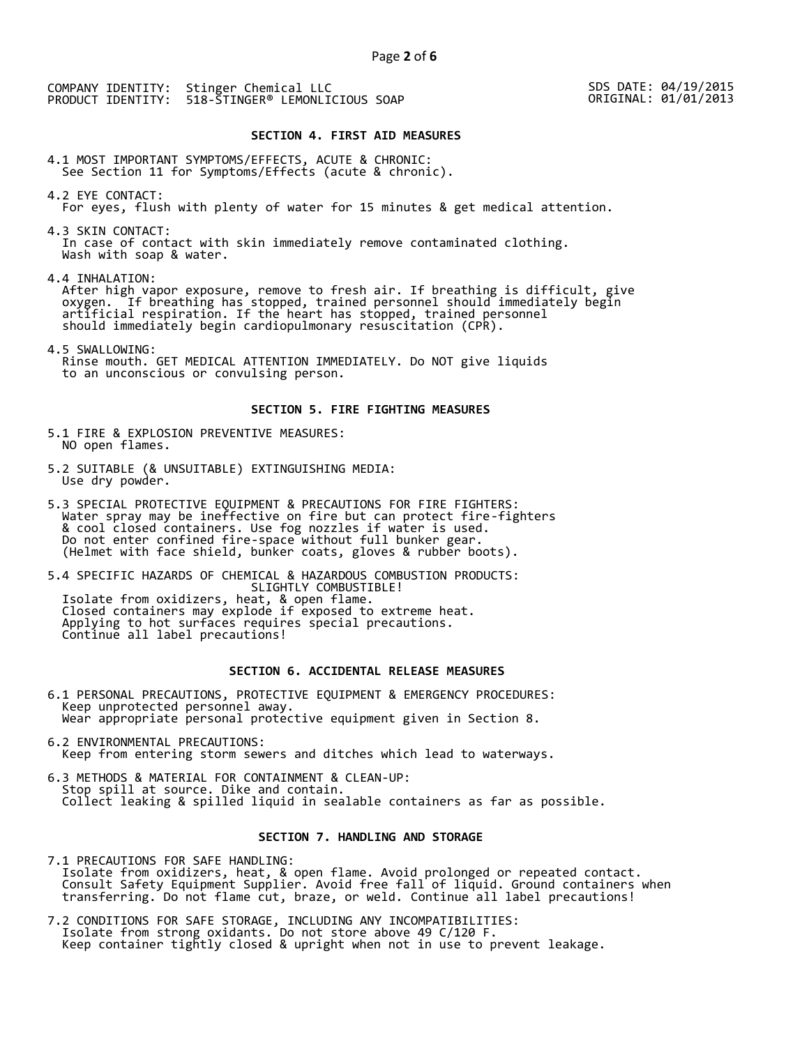COMPANY IDENTITY: Stinger Chemical LLC
PRODUCT IDENTITY: 518-STINGER® LEMONLICIOUS SOAP

SDS DATE: 04/19/2015
ORIGINAL: 01/01/2013

## SECTION 4. FIRST AID MEASURES

4.1 MOST IMPORTANT SYMPTOMS/EFFECTS, ACUTE & CHRONIC:
See Section 11 for Symptoms/Effects (acute & chronic).

4.2 EYE CONTACT:
For eyes, flush with plenty of water for 15 minutes & get medical attention.

4.3 SKIN CONTACT:
In case of contact with skin immediately remove contaminated clothing.
Wash with soap & water.

4.4 INHALATION:
After high vapor exposure, remove to fresh air. If breathing is difficult, give oxygen. If breathing has stopped, trained personnel should immediately begin artificial respiration. If the heart has stopped, trained personnel should immediately begin cardiopulmonary resuscitation (CPR).

4.5 SWALLOWING:
Rinse mouth. GET MEDICAL ATTENTION IMMEDIATELY. Do NOT give liquids to an unconscious or convulsing person.

## SECTION 5. FIRE FIGHTING MEASURES

5.1 FIRE & EXPLOSION PREVENTIVE MEASURES:
NO open flames.

5.2 SUITABLE (& UNSUITABLE) EXTINGUISHING MEDIA:
Use dry powder.

5.3 SPECIAL PROTECTIVE EQUIPMENT & PRECAUTIONS FOR FIRE FIGHTERS:
Water spray may be ineffective on fire but can protect fire-fighters & cool closed containers. Use fog nozzles if water is used.
Do not enter confined fire-space without full bunker gear.
(Helmet with face shield, bunker coats, gloves & rubber boots).

5.4 SPECIFIC HAZARDS OF CHEMICAL & HAZARDOUS COMBUSTION PRODUCTS:
SLIGHTLY COMBUSTIBLE!
Isolate from oxidizers, heat, & open flame.
Closed containers may explode if exposed to extreme heat.
Applying to hot surfaces requires special precautions.
Continue all label precautions!

## SECTION 6. ACCIDENTAL RELEASE MEASURES

6.1 PERSONAL PRECAUTIONS, PROTECTIVE EQUIPMENT & EMERGENCY PROCEDURES:
Keep unprotected personnel away.
Wear appropriate personal protective equipment given in Section 8.

6.2 ENVIRONMENTAL PRECAUTIONS:
Keep from entering storm sewers and ditches which lead to waterways.

6.3 METHODS & MATERIAL FOR CONTAINMENT & CLEAN-UP:
Stop spill at source. Dike and contain.
Collect leaking & spilled liquid in sealable containers as far as possible.

## SECTION 7. HANDLING AND STORAGE

7.1 PRECAUTIONS FOR SAFE HANDLING:
Isolate from oxidizers, heat, & open flame. Avoid prolonged or repeated contact.
Consult Safety Equipment Supplier. Avoid free fall of liquid. Ground containers when transferring. Do not flame cut, braze, or weld. Continue all label precautions!

7.2 CONDITIONS FOR SAFE STORAGE, INCLUDING ANY INCOMPATIBILITIES:
Isolate from strong oxidants. Do not store above 49 C/120 F.
Keep container tightly closed & upright when not in use to prevent leakage.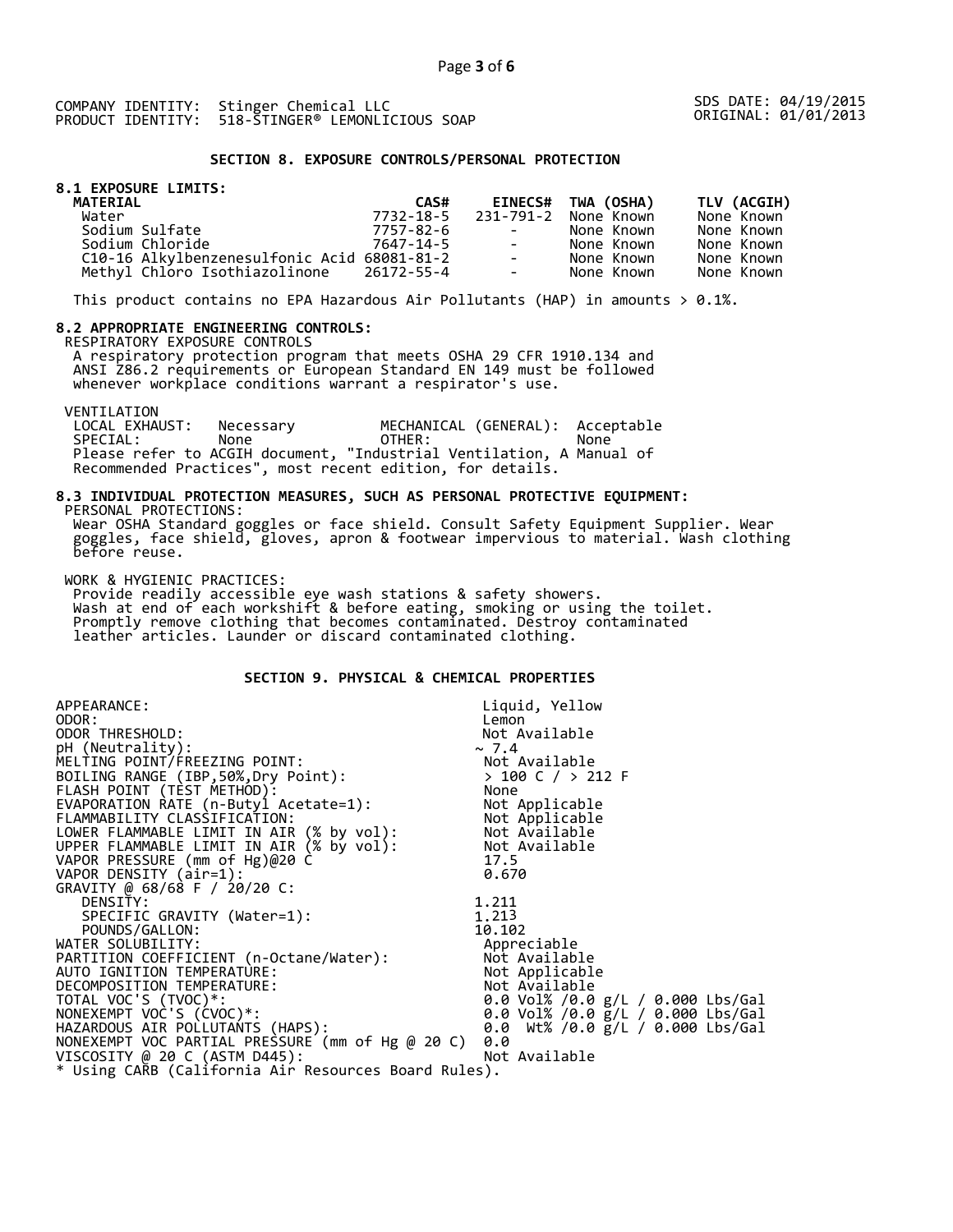COMPANY IDENTITY: Stinger Chemical LLC
PRODUCT IDENTITY: 518-STINGER® LEMONLICIOUS SOAP

SDS DATE: 04/19/2015
ORIGINAL: 01/01/2013

## SECTION 8. EXPOSURE CONTROLS/PERSONAL PROTECTION

### 8.1 EXPOSURE LIMITS:

| MATERIAL | CAS# | EINECS# | TWA (OSHA) | TLV (ACGIH) |
|---|---|---|---|---|
| Water | 7732-18-5 | 231-791-2 | None Known | None Known |
| Sodium Sulfate | 7757-82-6 | - | None Known | None Known |
| Sodium Chloride | 7647-14-5 | - | None Known | None Known |
| C10-16 Alkylbenzenesulfonic Acid | 68081-81-2 | - | None Known | None Known |
| Methyl Chloro Isothiazolinone | 26172-55-4 | - | None Known | None Known |

This product contains no EPA Hazardous Air Pollutants (HAP) in amounts > 0.1%.

### 8.2 APPROPRIATE ENGINEERING CONTROLS:

RESPIRATORY EXPOSURE CONTROLS
A respiratory protection program that meets OSHA 29 CFR 1910.134 and ANSI Z86.2 requirements or European Standard EN 149 must be followed whenever workplace conditions warrant a respirator's use.

VENTILATION
LOCAL EXHAUST: Necessary    MECHANICAL (GENERAL): Acceptable
SPECIAL: None    OTHER: None
Please refer to ACGIH document, "Industrial Ventilation, A Manual of Recommended Practices", most recent edition, for details.

### 8.3 INDIVIDUAL PROTECTION MEASURES, SUCH AS PERSONAL PROTECTIVE EQUIPMENT:

PERSONAL PROTECTIONS:
Wear OSHA Standard goggles or face shield. Consult Safety Equipment Supplier. Wear goggles, face shield, gloves, apron & footwear impervious to material. Wash clothing before reuse.

WORK & HYGIENIC PRACTICES:
Provide readily accessible eye wash stations & safety showers.
Wash at end of each workshift & before eating, smoking or using the toilet.
Promptly remove clothing that becomes contaminated. Destroy contaminated leather articles. Launder or discard contaminated clothing.

## SECTION 9. PHYSICAL & CHEMICAL PROPERTIES

| | |
|---|---|
| APPEARANCE: | Liquid, Yellow |
| ODOR: | Lemon |
| ODOR THRESHOLD: | Not Available |
| pH (Neutrality): | ~ 7.4 |
| MELTING POINT/FREEZING POINT: | Not Available |
| BOILING RANGE (IBP,50%,Dry Point): | > 100 C / > 212 F |
| FLASH POINT (TEST METHOD): | None |
| EVAPORATION RATE (n-Butyl Acetate=1): | Not Applicable |
| FLAMMABILITY CLASSIFICATION: | Not Applicable |
| LOWER FLAMMABLE LIMIT IN AIR (% by vol): | Not Available |
| UPPER FLAMMABLE LIMIT IN AIR (% by vol): | Not Available |
| VAPOR PRESSURE (mm of Hg)@20 C | 17.5 |
| VAPOR DENSITY (air=1): | 0.670 |
| GRAVITY @ 68/68 F / 20/20 C: | |
| DENSITY: | 1.211 |
| SPECIFIC GRAVITY (Water=1): | 1.213 |
| POUNDS/GALLON: | 10.102 |
| WATER SOLUBILITY: | Appreciable |
| PARTITION COEFFICIENT (n-Octane/Water): | Not Available |
| AUTO IGNITION TEMPERATURE: | Not Applicable |
| DECOMPOSITION TEMPERATURE: | Not Available |
| TOTAL VOC'S (TVOC)*: | 0.0 Vol% /0.0 g/L / 0.000 Lbs/Gal |
| NONEXEMPT VOC'S (CVOC)*: | 0.0 Vol% /0.0 g/L / 0.000 Lbs/Gal |
| HAZARDOUS AIR POLLUTANTS (HAPS): | 0.0 Wt% /0.0 g/L / 0.000 Lbs/Gal |
| NONEXEMPT VOC PARTIAL PRESSURE (mm of Hg @ 20 C) | 0.0 |
| VISCOSITY @ 20 C (ASTM D445): | Not Available |

* Using CARB (California Air Resources Board Rules).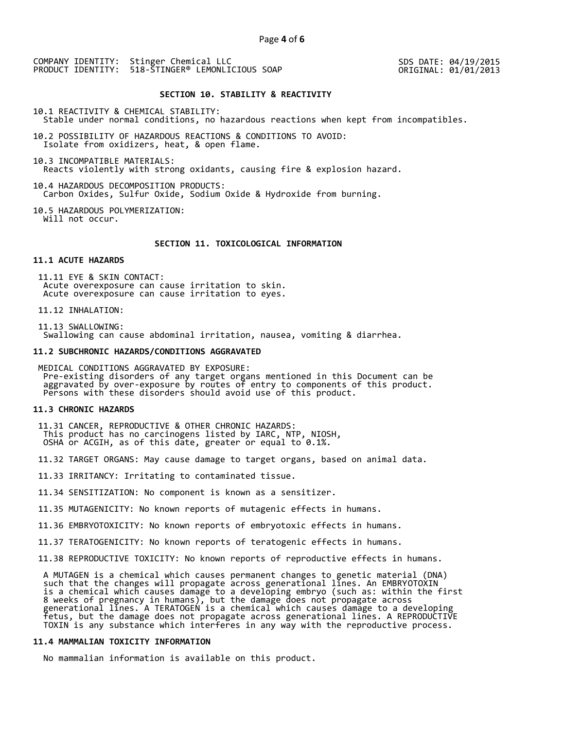COMPANY IDENTITY: Stinger Chemical LLC
PRODUCT IDENTITY: 518-STINGER® LEMONLICIOUS SOAP

SDS DATE: 04/19/2015
ORIGINAL: 01/01/2013

## SECTION 10. STABILITY & REACTIVITY

10.1 REACTIVITY & CHEMICAL STABILITY:
Stable under normal conditions, no hazardous reactions when kept from incompatibles.

10.2 POSSIBILITY OF HAZARDOUS REACTIONS & CONDITIONS TO AVOID:
Isolate from oxidizers, heat, & open flame.

10.3 INCOMPATIBLE MATERIALS:
Reacts violently with strong oxidants, causing fire & explosion hazard.

10.4 HAZARDOUS DECOMPOSITION PRODUCTS:
Carbon Oxides, Sulfur Oxide, Sodium Oxide & Hydroxide from burning.

10.5 HAZARDOUS POLYMERIZATION:
Will not occur.

## SECTION 11. TOXICOLOGICAL INFORMATION

### 11.1 ACUTE HAZARDS

11.11 EYE & SKIN CONTACT:
Acute overexposure can cause irritation to skin.
Acute overexposure can cause irritation to eyes.

11.12 INHALATION:

11.13 SWALLOWING:
Swallowing can cause abdominal irritation, nausea, vomiting & diarrhea.

### 11.2 SUBCHRONIC HAZARDS/CONDITIONS AGGRAVATED

MEDICAL CONDITIONS AGGRAVATED BY EXPOSURE:
Pre-existing disorders of any target organs mentioned in this Document can be aggravated by over-exposure by routes of entry to components of this product. Persons with these disorders should avoid use of this product.

### 11.3 CHRONIC HAZARDS

11.31 CANCER, REPRODUCTIVE & OTHER CHRONIC HAZARDS:
This product has no carcinogens listed by IARC, NTP, NIOSH, OSHA or ACGIH, as of this date, greater or equal to 0.1%.

11.32 TARGET ORGANS: May cause damage to target organs, based on animal data.

11.33 IRRITANCY: Irritating to contaminated tissue.

11.34 SENSITIZATION: No component is known as a sensitizer.

11.35 MUTAGENICITY: No known reports of mutagenic effects in humans.

11.36 EMBRYOTOXICITY: No known reports of embryotoxic effects in humans.

11.37 TERATOGENICITY: No known reports of teratogenic effects in humans.

11.38 REPRODUCTIVE TOXICITY: No known reports of reproductive effects in humans.

A MUTAGEN is a chemical which causes permanent changes to genetic material (DNA) such that the changes will propagate across generational lines. An EMBRYOTOXIN is a chemical which causes damage to a developing embryo (such as: within the first 8 weeks of pregnancy in humans), but the damage does not propagate across generational lines. A TERATOGEN is a chemical which causes damage to a developing fetus, but the damage does not propagate across generational lines. A REPRODUCTIVE TOXIN is any substance which interferes in any way with the reproductive process.

### 11.4 MAMMALIAN TOXICITY INFORMATION

No mammalian information is available on this product.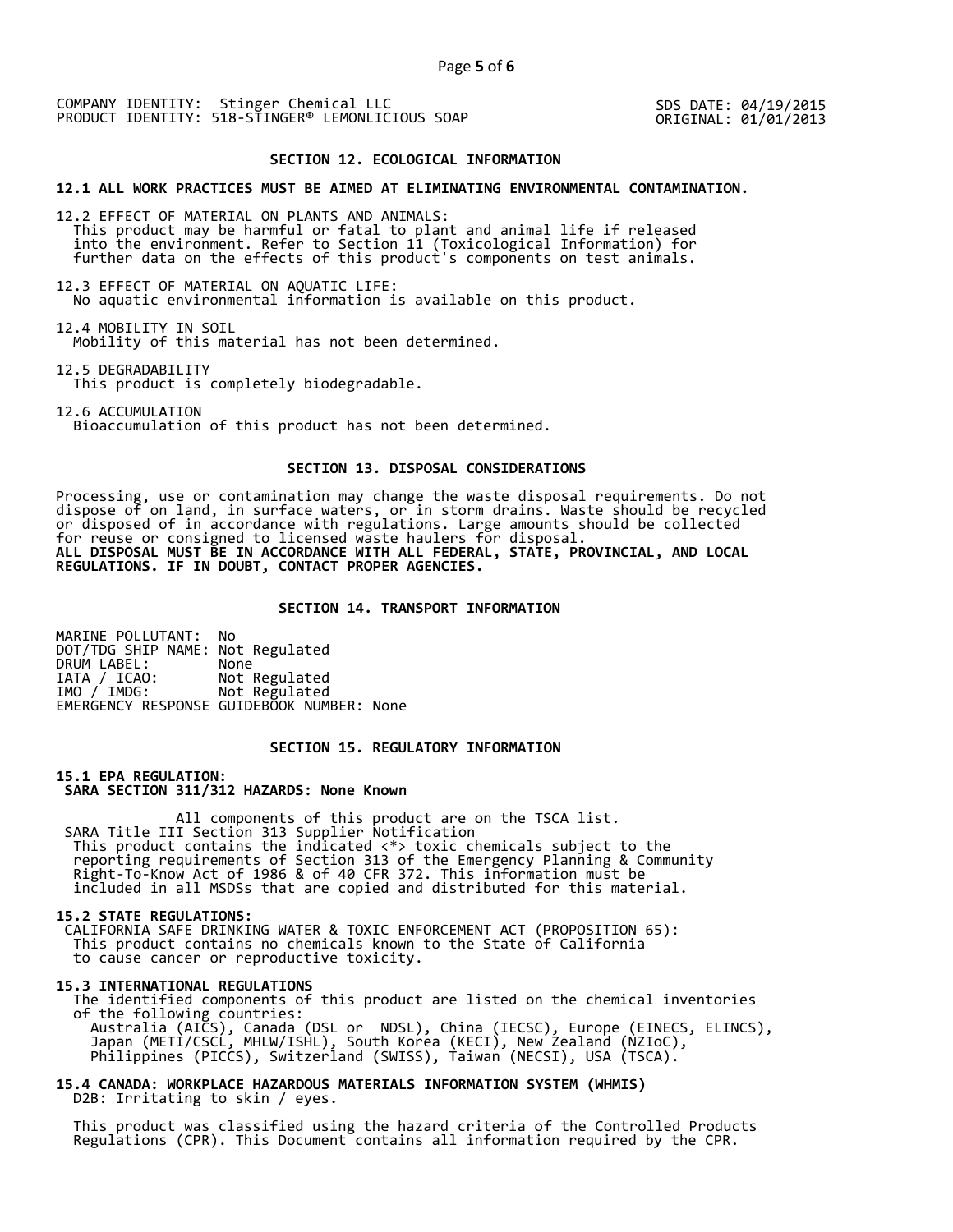COMPANY IDENTITY: Stinger Chemical LLC
PRODUCT IDENTITY: 518-STINGER® LEMONLICIOUS SOAP

SDS DATE: 04/19/2015
ORIGINAL: 01/01/2013

## SECTION 12. ECOLOGICAL INFORMATION

**12.1 ALL WORK PRACTICES MUST BE AIMED AT ELIMINATING ENVIRONMENTAL CONTAMINATION.**

12.2 EFFECT OF MATERIAL ON PLANTS AND ANIMALS:
This product may be harmful or fatal to plant and animal life if released into the environment. Refer to Section 11 (Toxicological Information) for further data on the effects of this product's components on test animals.

12.3 EFFECT OF MATERIAL ON AQUATIC LIFE:
No aquatic environmental information is available on this product.

12.4 MOBILITY IN SOIL
Mobility of this material has not been determined.

12.5 DEGRADABILITY
This product is completely biodegradable.

12.6 ACCUMULATION
Bioaccumulation of this product has not been determined.

## SECTION 13. DISPOSAL CONSIDERATIONS

Processing, use or contamination may change the waste disposal requirements. Do not dispose of on land, in surface waters, or in storm drains. Waste should be recycled or disposed of in accordance with regulations. Large amounts should be collected for reuse or consigned to licensed waste haulers for disposal.
**ALL DISPOSAL MUST BE IN ACCORDANCE WITH ALL FEDERAL, STATE, PROVINCIAL, AND LOCAL REGULATIONS. IF IN DOUBT, CONTACT PROPER AGENCIES.**

## SECTION 14. TRANSPORT INFORMATION

MARINE POLLUTANT: No
DOT/TDG SHIP NAME: Not Regulated
DRUM LABEL: None
IATA / ICAO: Not Regulated
IMO / IMDG: Not Regulated
EMERGENCY RESPONSE GUIDEBOOK NUMBER: None

## SECTION 15. REGULATORY INFORMATION

**15.1 EPA REGULATION:**
**SARA SECTION 311/312 HAZARDS: None Known**

All components of this product are on the TSCA list.
SARA Title III Section 313 Supplier Notification
This product contains the indicated <*> toxic chemicals subject to the reporting requirements of Section 313 of the Emergency Planning & Community Right-To-Know Act of 1986 & of 40 CFR 372. This information must be included in all MSDSs that are copied and distributed for this material.

**15.2 STATE REGULATIONS:**
CALIFORNIA SAFE DRINKING WATER & TOXIC ENFORCEMENT ACT (PROPOSITION 65):
This product contains no chemicals known to the State of California to cause cancer or reproductive toxicity.

**15.3 INTERNATIONAL REGULATIONS**
The identified components of this product are listed on the chemical inventories of the following countries:
Australia (AICS), Canada (DSL or NDSL), China (IECSC), Europe (EINECS, ELINCS), Japan (METI/CSCL, MHLW/ISHL), South Korea (KECI), New Zealand (NZIoC), Philippines (PICCS), Switzerland (SWISS), Taiwan (NECSI), USA (TSCA).

**15.4 CANADA: WORKPLACE HAZARDOUS MATERIALS INFORMATION SYSTEM (WHMIS)**
D2B: Irritating to skin / eyes.

This product was classified using the hazard criteria of the Controlled Products Regulations (CPR). This Document contains all information required by the CPR.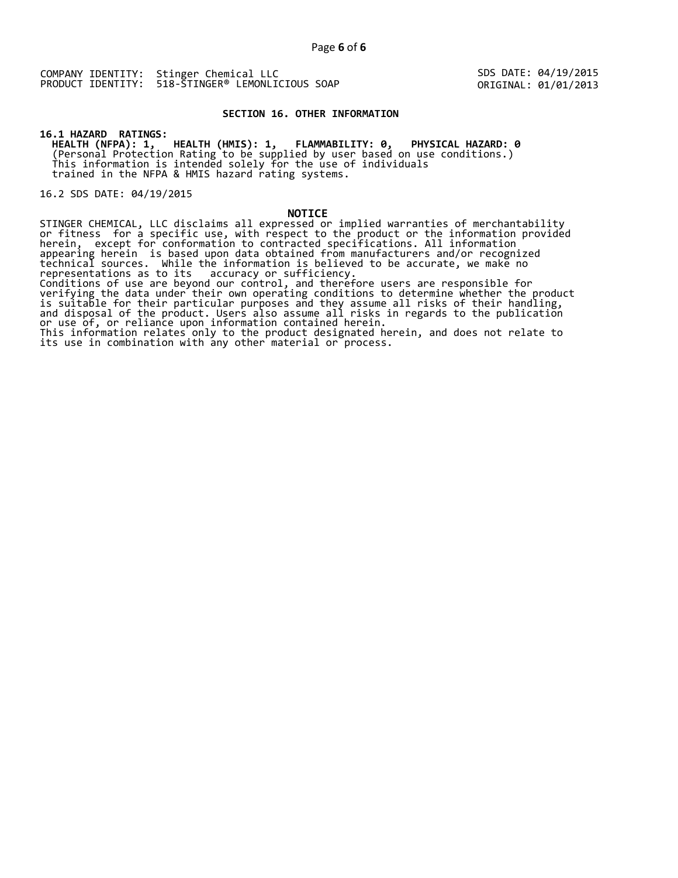COMPANY IDENTITY: Stinger Chemical LLC
PRODUCT IDENTITY: 518-STINGER® LEMONLICIOUS SOAP

SDS DATE: 04/19/2015
ORIGINAL: 01/01/2013

## SECTION 16. OTHER INFORMATION

**16.1 HAZARD RATINGS:**
**HEALTH (NFPA): 1, HEALTH (HMIS): 1, FLAMMABILITY: 0, PHYSICAL HAZARD: 0**
(Personal Protection Rating to be supplied by user based on use conditions.)
This information is intended solely for the use of individuals
trained in the NFPA & HMIS hazard rating systems.

16.2 SDS DATE: 04/19/2015

**NOTICE**

STINGER CHEMICAL, LLC disclaims all expressed or implied warranties of merchantability or fitness for a specific use, with respect to the product or the information provided herein, except for conformation to contracted specifications. All information appearing herein is based upon data obtained from manufacturers and/or recognized technical sources. While the information is believed to be accurate, we make no representations as to its accuracy or sufficiency.
Conditions of use are beyond our control, and therefore users are responsible for verifying the data under their own operating conditions to determine whether the product is suitable for their particular purposes and they assume all risks of their handling, and disposal of the product. Users also assume all risks in regards to the publication or use of, or reliance upon information contained herein.
This information relates only to the product designated herein, and does not relate to its use in combination with any other material or process.